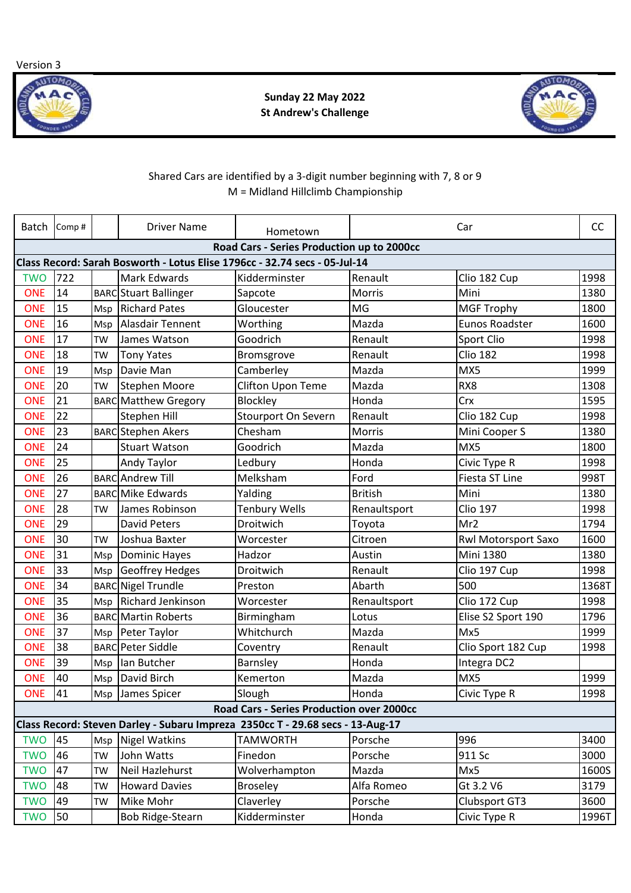Version 3

**Sunday 22 May 2022**
**St Andrew's Challenge**

Shared Cars are identified by a 3-digit number beginning with 7, 8 or 9
M = Midland Hillclimb Championship

| Batch | Comp # | | Driver Name | Hometown | Car | | CC |
|---|---|---|---|---|---|---|---|
| **Road Cars - Series Production up to 2000cc** | | | | | | | |
| **Class Record: Sarah Bosworth - Lotus Elise 1796cc - 32.74 secs - 05-Jul-14** | | | | | | | |
| TWO | 722 | | Mark Edwards | Kidderminster | Renault | Clio 182 Cup | 1998 |
| ONE | 14 | BARC | Stuart Ballinger | Sapcote | Morris | Mini | 1380 |
| ONE | 15 | Msp | Richard Pates | Gloucester | MG | MGF Trophy | 1800 |
| ONE | 16 | Msp | Alasdair Tennent | Worthing | Mazda | Eunos Roadster | 1600 |
| ONE | 17 | TW | James Watson | Goodrich | Renault | Sport Clio | 1998 |
| ONE | 18 | TW | Tony Yates | Bromsgrove | Renault | Clio 182 | 1998 |
| ONE | 19 | Msp | Davie Man | Camberley | Mazda | MX5 | 1999 |
| ONE | 20 | TW | Stephen Moore | Clifton Upon Teme | Mazda | RX8 | 1308 |
| ONE | 21 | BARC | Matthew Gregory | Blockley | Honda | Crx | 1595 |
| ONE | 22 | | Stephen Hill | Stourport On Severn | Renault | Clio 182 Cup | 1998 |
| ONE | 23 | BARC | Stephen Akers | Chesham | Morris | Mini Cooper S | 1380 |
| ONE | 24 | | Stuart Watson | Goodrich | Mazda | MX5 | 1800 |
| ONE | 25 | | Andy Taylor | Ledbury | Honda | Civic Type R | 1998 |
| ONE | 26 | BARC | Andrew Till | Melksham | Ford | Fiesta ST Line | 998T |
| ONE | 27 | BARC | Mike Edwards | Yalding | British | Mini | 1380 |
| ONE | 28 | TW | James Robinson | Tenbury Wells | Renaultsport | Clio 197 | 1998 |
| ONE | 29 | | David Peters | Droitwich | Toyota | Mr2 | 1794 |
| ONE | 30 | TW | Joshua Baxter | Worcester | Citroen | Rwl Motorsport Saxo | 1600 |
| ONE | 31 | Msp | Dominic Hayes | Hadzor | Austin | Mini 1380 | 1380 |
| ONE | 33 | Msp | Geoffrey Hedges | Droitwich | Renault | Clio 197 Cup | 1998 |
| ONE | 34 | BARC | Nigel Trundle | Preston | Abarth | 500 | 1368T |
| ONE | 35 | Msp | Richard Jenkinson | Worcester | Renaultsport | Clio 172 Cup | 1998 |
| ONE | 36 | BARC | Martin Roberts | Birmingham | Lotus | Elise S2 Sport 190 | 1796 |
| ONE | 37 | Msp | Peter Taylor | Whitchurch | Mazda | Mx5 | 1999 |
| ONE | 38 | BARC | Peter Siddle | Coventry | Renault | Clio Sport 182 Cup | 1998 |
| ONE | 39 | Msp | Ian Butcher | Barnsley | Honda | Integra DC2 | |
| ONE | 40 | Msp | David Birch | Kemerton | Mazda | MX5 | 1999 |
| ONE | 41 | Msp | James Spicer | Slough | Honda | Civic Type R | 1998 |
| **Road Cars - Series Production over 2000cc** | | | | | | | |
| **Class Record: Steven Darley - Subaru Impreza 2350cc T - 29.68 secs - 13-Aug-17** | | | | | | | |
| TWO | 45 | Msp | Nigel Watkins | TAMWORTH | Porsche | 996 | 3400 |
| TWO | 46 | TW | John Watts | Finedon | Porsche | 911 Sc | 3000 |
| TWO | 47 | TW | Neil Hazlehurst | Wolverhampton | Mazda | Mx5 | 1600S |
| TWO | 48 | TW | Howard Davies | Broseley | Alfa Romeo | Gt 3.2 V6 | 3179 |
| TWO | 49 | TW | Mike Mohr | Claverley | Porsche | Clubsport GT3 | 3600 |
| TWO | 50 | | Bob Ridge-Stearn | Kidderminster | Honda | Civic Type R | 1996T |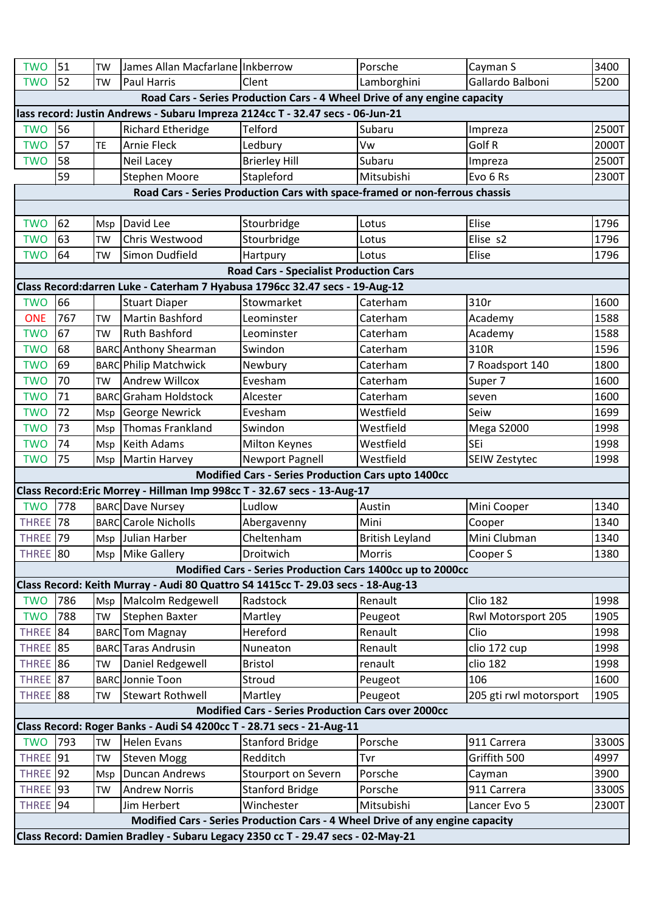| | | | | | | | |
|---|---|---|---|---|---|---|---|
| TWO | 51 | TW | James Allan Macfarlane | Inkberrow | Porsche | Cayman S | 3400 |
| TWO | 52 | TW | Paul Harris | Clent | Lamborghini | Gallardo Balboni | 5200 |
| **Road Cars - Series Production Cars - 4 Wheel Drive of any engine capacity** | | | | | | | |
| **lass record: Justin Andrews - Subaru Impreza 2124cc T - 32.47 secs - 06-Jun-21** | | | | | | | |
| TWO | 56 | | Richard Etheridge | Telford | Subaru | Impreza | 2500T |
| TWO | 57 | TE | Arnie Fleck | Ledbury | Vw | Golf R | 2000T |
| TWO | 58 | | Neil Lacey | Brierley Hill | Subaru | Impreza | 2500T |
| | 59 | | Stephen Moore | Stapleford | Mitsubishi | Evo 6 Rs | 2300T |
| **Road Cars - Series Production Cars with space-framed or non-ferrous chassis** | | | | | | | |
| | | | | | | | |
| TWO | 62 | Msp | David Lee | Stourbridge | Lotus | Elise | 1796 |
| TWO | 63 | TW | Chris Westwood | Stourbridge | Lotus | Elise s2 | 1796 |
| TWO | 64 | TW | Simon Dudfield | Hartpury | Lotus | Elise | 1796 |
| **Road Cars - Specialist Production Cars** | | | | | | | |
| **Class Record:darren Luke - Caterham 7 Hyabusa 1796cc 32.47 secs - 19-Aug-12** | | | | | | | |
| TWO | 66 | | Stuart Diaper | Stowmarket | Caterham | 310r | 1600 |
| ONE | 767 | TW | Martin Bashford | Leominster | Caterham | Academy | 1588 |
| TWO | 67 | TW | Ruth Bashford | Leominster | Caterham | Academy | 1588 |
| TWO | 68 | BARC | Anthony Shearman | Swindon | Caterham | 310R | 1596 |
| TWO | 69 | BARC | Philip Matchwick | Newbury | Caterham | 7 Roadsport 140 | 1800 |
| TWO | 70 | TW | Andrew Willcox | Evesham | Caterham | Super 7 | 1600 |
| TWO | 71 | BARC | Graham Holdstock | Alcester | Caterham | seven | 1600 |
| TWO | 72 | Msp | George Newrick | Evesham | Westfield | Seiw | 1699 |
| TWO | 73 | Msp | Thomas Frankland | Swindon | Westfield | Mega S2000 | 1998 |
| TWO | 74 | Msp | Keith Adams | Milton Keynes | Westfield | SEi | 1998 |
| TWO | 75 | Msp | Martin Harvey | Newport Pagnell | Westfield | SEIW Zestytec | 1998 |
| **Modified Cars - Series Production Cars upto 1400cc** | | | | | | | |
| **Class Record:Eric Morrey - Hillman Imp 998cc T - 32.67 secs - 13-Aug-17** | | | | | | | |
| TWO | 778 | BARC | Dave Nursey | Ludlow | Austin | Mini Cooper | 1340 |
| THREE | 78 | BARC | Carole Nicholls | Abergavenny | Mini | Cooper | 1340 |
| THREE | 79 | Msp | Julian Harber | Cheltenham | British Leyland | Mini Clubman | 1340 |
| THREE | 80 | Msp | Mike Gallery | Droitwich | Morris | Cooper S | 1380 |
| **Modified Cars - Series Production Cars 1400cc up to 2000cc** | | | | | | | |
| **Class Record: Keith Murray - Audi 80 Quattro S4 1415cc T- 29.03 secs - 18-Aug-13** | | | | | | | |
| TWO | 786 | Msp | Malcolm Redgewell | Radstock | Renault | Clio 182 | 1998 |
| TWO | 788 | TW | Stephen Baxter | Martley | Peugeot | Rwl Motorsport 205 | 1905 |
| THREE | 84 | BARC | Tom Magnay | Hereford | Renault | Clio | 1998 |
| THREE | 85 | BARC | Taras Andrusin | Nuneaton | Renault | clio 172 cup | 1998 |
| THREE | 86 | TW | Daniel Redgewell | Bristol | renault | clio 182 | 1998 |
| THREE | 87 | BARC | Jonnie Toon | Stroud | Peugeot | 106 | 1600 |
| THREE | 88 | TW | Stewart Rothwell | Martley | Peugeot | 205 gti rwl motorsport | 1905 |
| **Modified Cars - Series Production Cars over 2000cc** | | | | | | | |
| **Class Record: Roger Banks - Audi S4 4200cc T - 28.71 secs - 21-Aug-11** | | | | | | | |
| TWO | 793 | TW | Helen Evans | Stanford Bridge | Porsche | 911 Carrera | 3300S |
| THREE | 91 | TW | Steven Mogg | Redditch | Tvr | Griffith 500 | 4997 |
| THREE | 92 | Msp | Duncan Andrews | Stourport on Severn | Porsche | Cayman | 3900 |
| THREE | 93 | TW | Andrew Norris | Stanford Bridge | Porsche | 911 Carrera | 3300S |
| THREE | 94 | | Jim Herbert | Winchester | Mitsubishi | Lancer Evo 5 | 2300T |
| **Modified Cars - Series Production Cars - 4 Wheel Drive of any engine capacity** | | | | | | | |
| **Class Record: Damien Bradley - Subaru Legacy 2350 cc T - 29.47 secs - 02-May-21** | | | | | | | |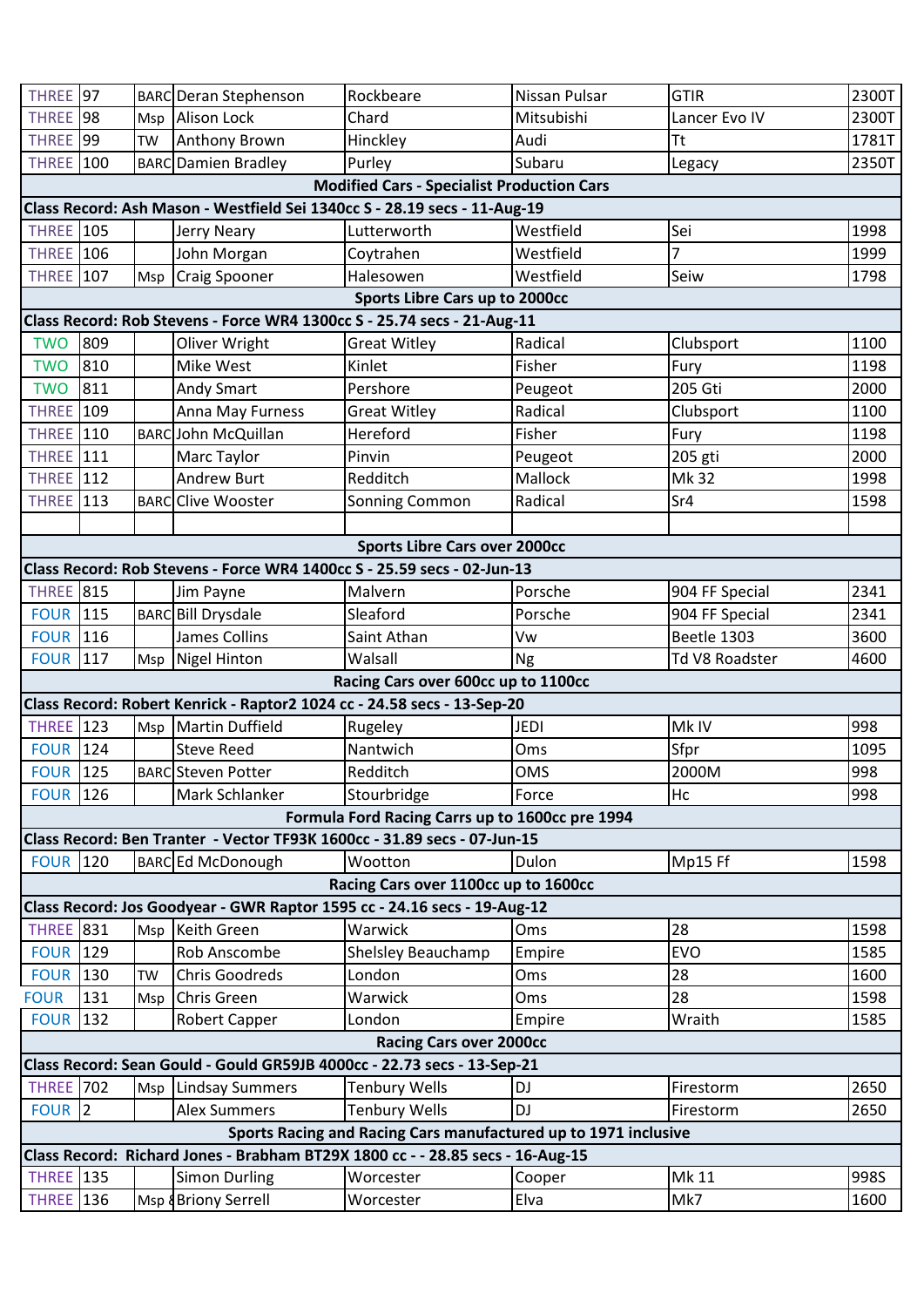| | | | | | | | |
|---|---|---|---|---|---|---|---|
| THREE | 97 | BARC | Deran Stephenson | Rockbeare | Nissan Pulsar | GTIR | 2300T |
| THREE | 98 | Msp | Alison Lock | Chard | Mitsubishi | Lancer Evo IV | 2300T |
| THREE | 99 | TW | Anthony Brown | Hinckley | Audi | Tt | 1781T |
| THREE | 100 | BARC | Damien Bradley | Purley | Subaru | Legacy | 2350T |
| **Modified Cars - Specialist Production Cars** | | | | | | | |
| **Class Record: Ash Mason - Westfield Sei 1340cc S - 28.19 secs - 11-Aug-19** | | | | | | | |
| THREE | 105 | | Jerry Neary | Lutterworth | Westfield | Sei | 1998 |
| THREE | 106 | | John Morgan | Coytrahen | Westfield | 7 | 1999 |
| THREE | 107 | Msp | Craig Spooner | Halesowen | Westfield | Seiw | 1798 |
| **Sports Libre Cars up to 2000cc** | | | | | | | |
| **Class Record: Rob Stevens - Force WR4 1300cc S - 25.74 secs - 21-Aug-11** | | | | | | | |
| TWO | 809 | | Oliver Wright | Great Witley | Radical | Clubsport | 1100 |
| TWO | 810 | | Mike West | Kinlet | Fisher | Fury | 1198 |
| TWO | 811 | | Andy Smart | Pershore | Peugeot | 205 Gti | 2000 |
| THREE | 109 | | Anna May Furness | Great Witley | Radical | Clubsport | 1100 |
| THREE | 110 | BARC | John McQuillan | Hereford | Fisher | Fury | 1198 |
| THREE | 111 | | Marc Taylor | Pinvin | Peugeot | 205 gti | 2000 |
| THREE | 112 | | Andrew Burt | Redditch | Mallock | Mk 32 | 1998 |
| THREE | 113 | BARC | Clive Wooster | Sonning Common | Radical | Sr4 | 1598 |
| | | | | | | | |
| **Sports Libre Cars over 2000cc** | | | | | | | |
| **Class Record: Rob Stevens - Force WR4 1400cc S - 25.59 secs - 02-Jun-13** | | | | | | | |
| THREE | 815 | | Jim Payne | Malvern | Porsche | 904 FF Special | 2341 |
| FOUR | 115 | BARC | Bill Drysdale | Sleaford | Porsche | 904 FF Special | 2341 |
| FOUR | 116 | | James Collins | Saint Athan | Vw | Beetle 1303 | 3600 |
| FOUR | 117 | Msp | Nigel Hinton | Walsall | Ng | Td V8 Roadster | 4600 |
| **Racing Cars over 600cc up to 1100cc** | | | | | | | |
| **Class Record: Robert Kenrick - Raptor2 1024 cc - 24.58 secs - 13-Sep-20** | | | | | | | |
| THREE | 123 | Msp | Martin Duffield | Rugeley | JEDI | Mk IV | 998 |
| FOUR | 124 | | Steve Reed | Nantwich | Oms | Sfpr | 1095 |
| FOUR | 125 | BARC | Steven Potter | Redditch | OMS | 2000M | 998 |
| FOUR | 126 | | Mark Schlanker | Stourbridge | Force | Hc | 998 |
| **Formula Ford Racing Carrs up to 1600cc pre 1994** | | | | | | | |
| **Class Record: Ben Tranter - Vector TF93K 1600cc - 31.89 secs - 07-Jun-15** | | | | | | | |
| FOUR | 120 | BARC | Ed McDonough | Wootton | Dulon | Mp15 Ff | 1598 |
| **Racing Cars over 1100cc up to 1600cc** | | | | | | | |
| **Class Record: Jos Goodyear - GWR Raptor 1595 cc - 24.16 secs - 19-Aug-12** | | | | | | | |
| THREE | 831 | Msp | Keith Green | Warwick | Oms | 28 | 1598 |
| FOUR | 129 | | Rob Anscombe | Shelsley Beauchamp | Empire | EVO | 1585 |
| FOUR | 130 | TW | Chris Goodreds | London | Oms | 28 | 1600 |
| FOUR | 131 | Msp | Chris Green | Warwick | Oms | 28 | 1598 |
| FOUR | 132 | | Robert Capper | London | Empire | Wraith | 1585 |
| **Racing Cars over 2000cc** | | | | | | | |
| **Class Record: Sean Gould - Gould GR59JB 4000cc - 22.73 secs - 13-Sep-21** | | | | | | | |
| THREE | 702 | Msp | Lindsay Summers | Tenbury Wells | DJ | Firestorm | 2650 |
| FOUR | 2 | | Alex Summers | Tenbury Wells | DJ | Firestorm | 2650 |
| **Sports Racing and Racing Cars manufactured up to 1971 inclusive** | | | | | | | |
| **Class Record: Richard Jones - Brabham BT29X 1800 cc - - 28.85 secs - 16-Aug-15** | | | | | | | |
| THREE | 135 | | Simon Durling | Worcester | Cooper | Mk 11 | 998S |
| THREE | 136 | Msp & | Briony Serrell | Worcester | Elva | Mk7 | 1600 |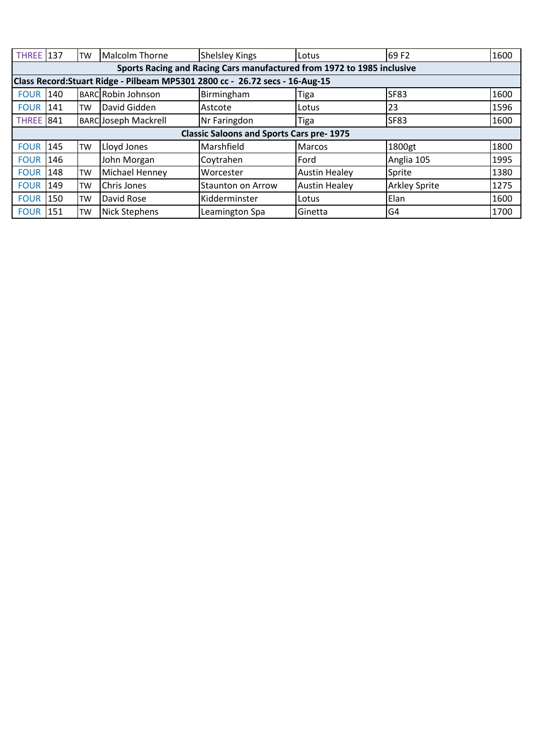| | | | | | | | |
|---|---|---|---|---|---|---|---|
| THREE | 137 | TW | Malcolm Thorne | Shelsley Kings | Lotus | 69 F2 | 1600 |
| **Sports Racing and Racing Cars manufactured from 1972 to 1985 inclusive** | | | | | | | |
| **Class Record:Stuart Ridge - Pilbeam MP5301 2800 cc - 26.72 secs - 16-Aug-15** | | | | | | | |
| FOUR | 140 | BARC | Robin Johnson | Birmingham | Tiga | SF83 | 1600 |
| FOUR | 141 | TW | David Gidden | Astcote | Lotus | 23 | 1596 |
| THREE | 841 | BARC | Joseph Mackrell | Nr Faringdon | Tiga | SF83 | 1600 |
| **Classic Saloons and Sports Cars pre- 1975** | | | | | | | |
| FOUR | 145 | TW | Lloyd Jones | Marshfield | Marcos | 1800gt | 1800 |
| FOUR | 146 | | John Morgan | Coytrahen | Ford | Anglia 105 | 1995 |
| FOUR | 148 | TW | Michael Henney | Worcester | Austin Healey | Sprite | 1380 |
| FOUR | 149 | TW | Chris Jones | Staunton on Arrow | Austin Healey | Arkley Sprite | 1275 |
| FOUR | 150 | TW | David Rose | Kidderminster | Lotus | Elan | 1600 |
| FOUR | 151 | TW | Nick Stephens | Leamington Spa | Ginetta | G4 | 1700 |